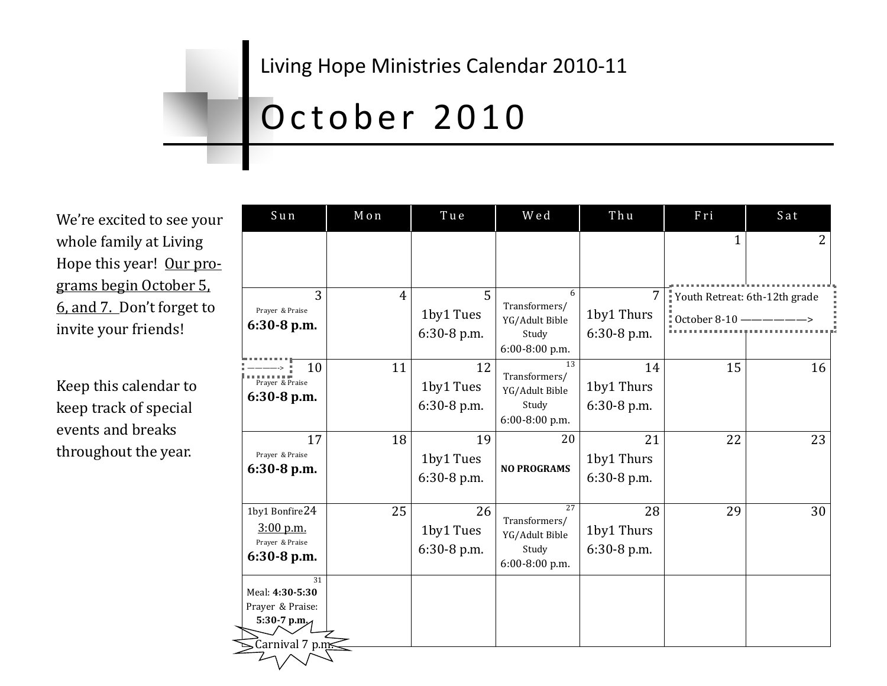Living Hope Ministries Calendar 2010-11

# October 2010

We're excited to see your whole family at Living Hope this year! Our programs begin October 5, 6, and 7. Don't forget to invite your friends!

Keep this calendar to keep track of special events and breaks throughout the year.

| Sun | Mon | Tue | Wed | Thu | Fri | Sat |
|---|---|---|---|---|---|---|
| | | | | | 1 | 2 |
| 3 Prayer & Praise **6:30-8 p.m.** | 4 | 5 1by1 Tues 6:30-8 p.m. | 6 Transformers/ YG/Adult Bible Study 6:00-8:00 p.m. | 7 1by1 Thurs 6:30-8 p.m. | Youth Retreat: 6th-12th grade October 8-10 ——————> | |
| ———> 10 Prayer & Praise **6:30-8 p.m.** | 11 | 12 1by1 Tues 6:30-8 p.m. | 13 Transformers/ YG/Adult Bible Study 6:00-8:00 p.m. | 14 1by1 Thurs 6:30-8 p.m. | 15 | 16 |
| 17 Prayer & Praise **6:30-8 p.m.** | 18 | 19 1by1 Tues 6:30-8 p.m. | 20 **NO PROGRAMS** | 21 1by1 Thurs 6:30-8 p.m. | 22 | 23 |
| 24 1by1 Bonfire 3:00 p.m. Prayer & Praise **6:30-8 p.m.** | 25 | 26 1by1 Tues 6:30-8 p.m. | 27 Transformers/ YG/Adult Bible Study 6:00-8:00 p.m. | 28 1by1 Thurs 6:30-8 p.m. | 29 | 30 |
| 31 Meal: **4:30-5:30** Prayer & Praise: **5:30-7 p.m.** Carnival 7 p.m. | | | | | | |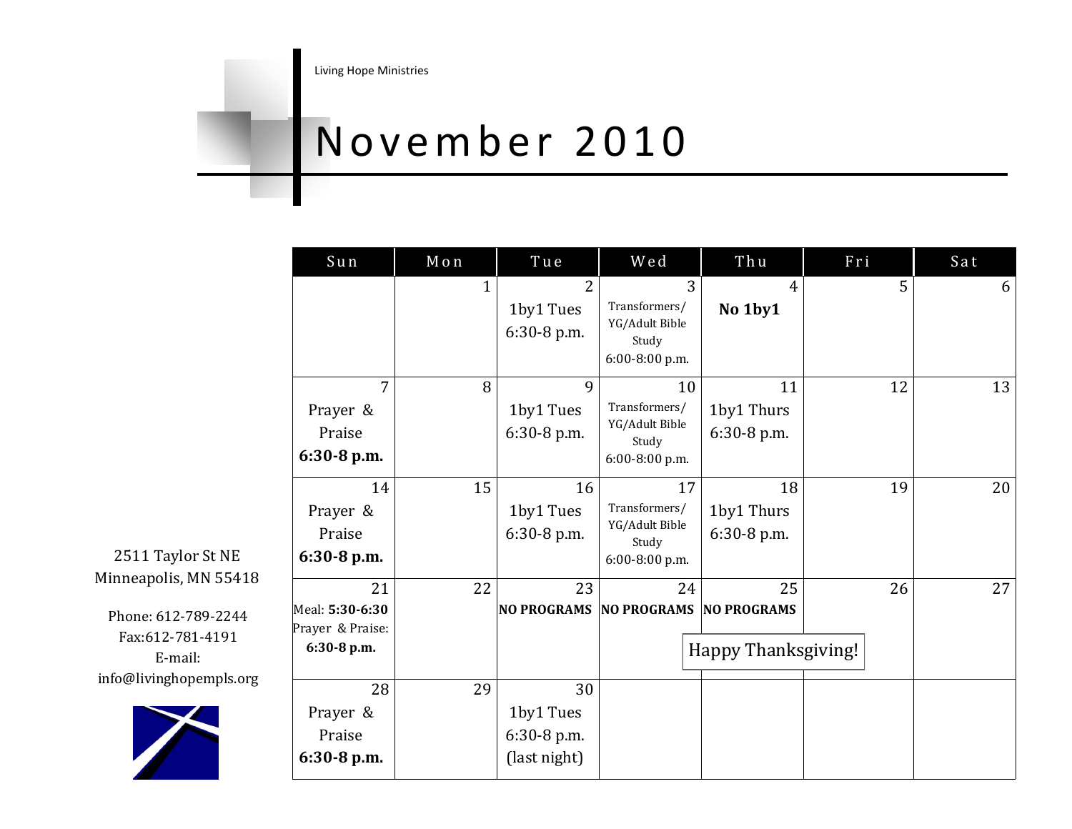Living Hope Ministries

# November 2010

| Sun | Mon | Tue | Wed | Thu | Fri | Sat |
|---|---|---|---|---|---|---|
| | 1 | 2 1by1 Tues 6:30-8 p.m. | 3 Transformers/ YG/Adult Bible Study 6:00-8:00 p.m. | 4 **No 1by1** | 5 | 6 |
| 7 Prayer & Praise **6:30-8 p.m.** | 8 | 9 1by1 Tues 6:30-8 p.m. | 10 Transformers/ YG/Adult Bible Study 6:00-8:00 p.m. | 11 1by1 Thurs 6:30-8 p.m. | 12 | 13 |
| 14 Prayer & Praise **6:30-8 p.m.** | 15 | 16 1by1 Tues 6:30-8 p.m. | 17 Transformers/ YG/Adult Bible Study 6:00-8:00 p.m. | 18 1by1 Thurs 6:30-8 p.m. | 19 | 20 |
| 21 Meal: **5:30-6:30** Prayer & Praise: **6:30-8 p.m.** | 22 | 23 **NO PROGRAMS** | 24 **NO PROGRAMS** | 25 **NO PROGRAMS** Happy Thanksgiving! | 26 | 27 |
| 28 Prayer & Praise **6:30-8 p.m.** | 29 | 30 1by1 Tues 6:30-8 p.m. (last night) | | | | |

2511 Taylor St NE
Minneapolis, MN 55418

Phone: 612-789-2244
Fax:612-781-4191
E-mail:
info@livinghopempls.org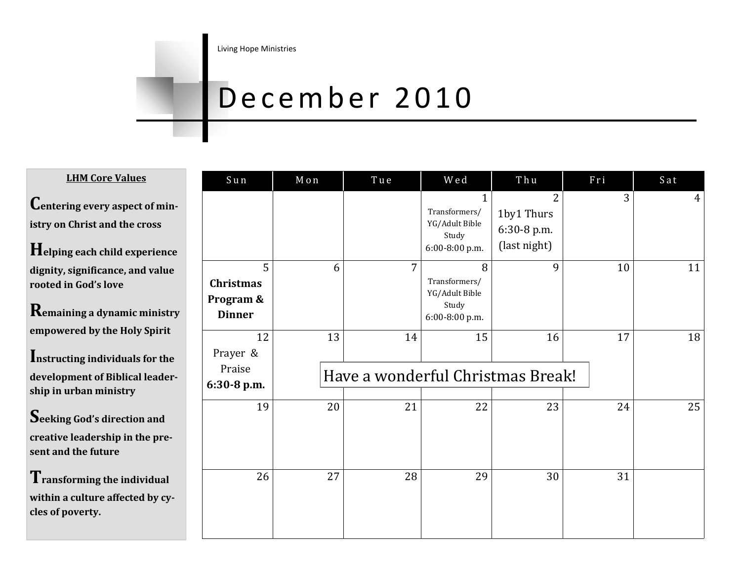Living Hope Ministries

# December 2010

**LHM Core Values**

**Centering every aspect of ministry on Christ and the cross**

**Helping each child experience dignity, significance, and value rooted in God's love**

**Remaining a dynamic ministry empowered by the Holy Spirit**

**Instructing individuals for the development of Biblical leadership in urban ministry**

**Seeking God's direction and creative leadership in the present and the future**

**Transforming the individual within a culture affected by cycles of poverty.**

| Sun | Mon | Tue | Wed | Thu | Fri | Sat |
|---|---|---|---|---|---|---|
| | | | 1 Transformers/ YG/Adult Bible Study 6:00-8:00 p.m. | 2 1by1 Thurs 6:30-8 p.m. (last night) | 3 | 4 |
| 5 **Christmas Program & Dinner** | 6 | 7 | 8 Transformers/ YG/Adult Bible Study 6:00-8:00 p.m. | 9 | 10 | 11 |
| 12 Prayer & Praise **6:30-8 p.m.** | 13 | 14 | 15 | 16 | 17 | 18 |
| 19 | 20 | 21 | 22 | 23 | 24 | 25 |
| 26 | 27 | 28 | 29 | 30 | 31 | |

Have a wonderful Christmas Break!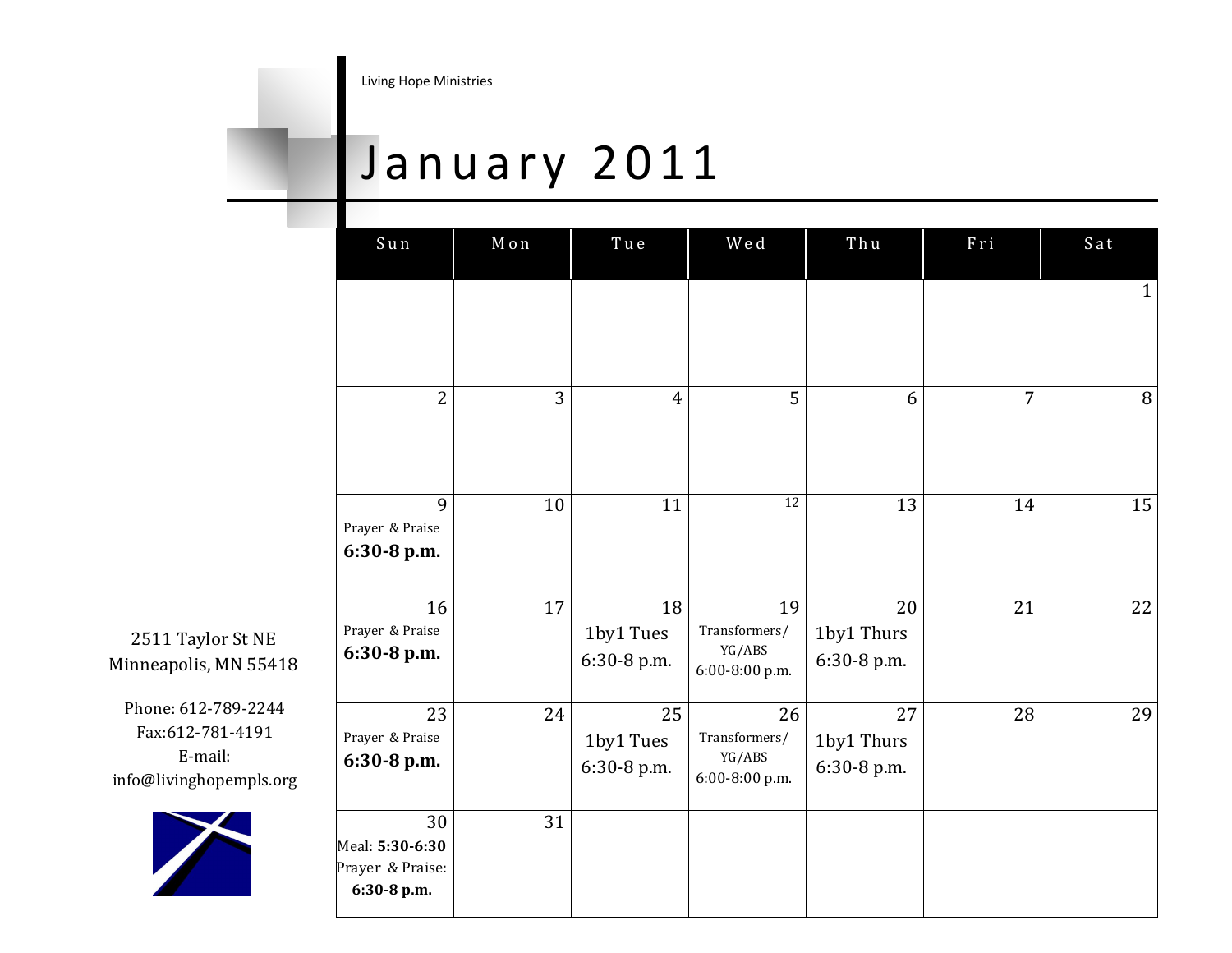Living Hope Ministries

# January 2011

| Sun | Mon | Tue | Wed | Thu | Fri | Sat |
|---|---|---|---|---|---|---|
| | | | | | | 1 |
| 2 | 3 | 4 | 5 | 6 | 7 | 8 |
| 9 Prayer & Praise **6:30-8 p.m.** | 10 | 11 | 12 | 13 | 14 | 15 |
| 16 Prayer & Praise **6:30-8 p.m.** | 17 | 18 1by1 Tues 6:30-8 p.m. | 19 Transformers/ YG/ABS 6:00-8:00 p.m. | 20 1by1 Thurs 6:30-8 p.m. | 21 | 22 |
| 23 Prayer & Praise **6:30-8 p.m.** | 24 | 25 1by1 Tues 6:30-8 p.m. | 26 Transformers/ YG/ABS 6:00-8:00 p.m. | 27 1by1 Thurs 6:30-8 p.m. | 28 | 29 |
| 30 Meal: **5:30-6:30** Prayer & Praise: **6:30-8 p.m.** | 31 | | | | | |

2511 Taylor St NE
Minneapolis, MN 55418

Phone: 612-789-2244
Fax:612-781-4191
E-mail:
info@livinghopempls.org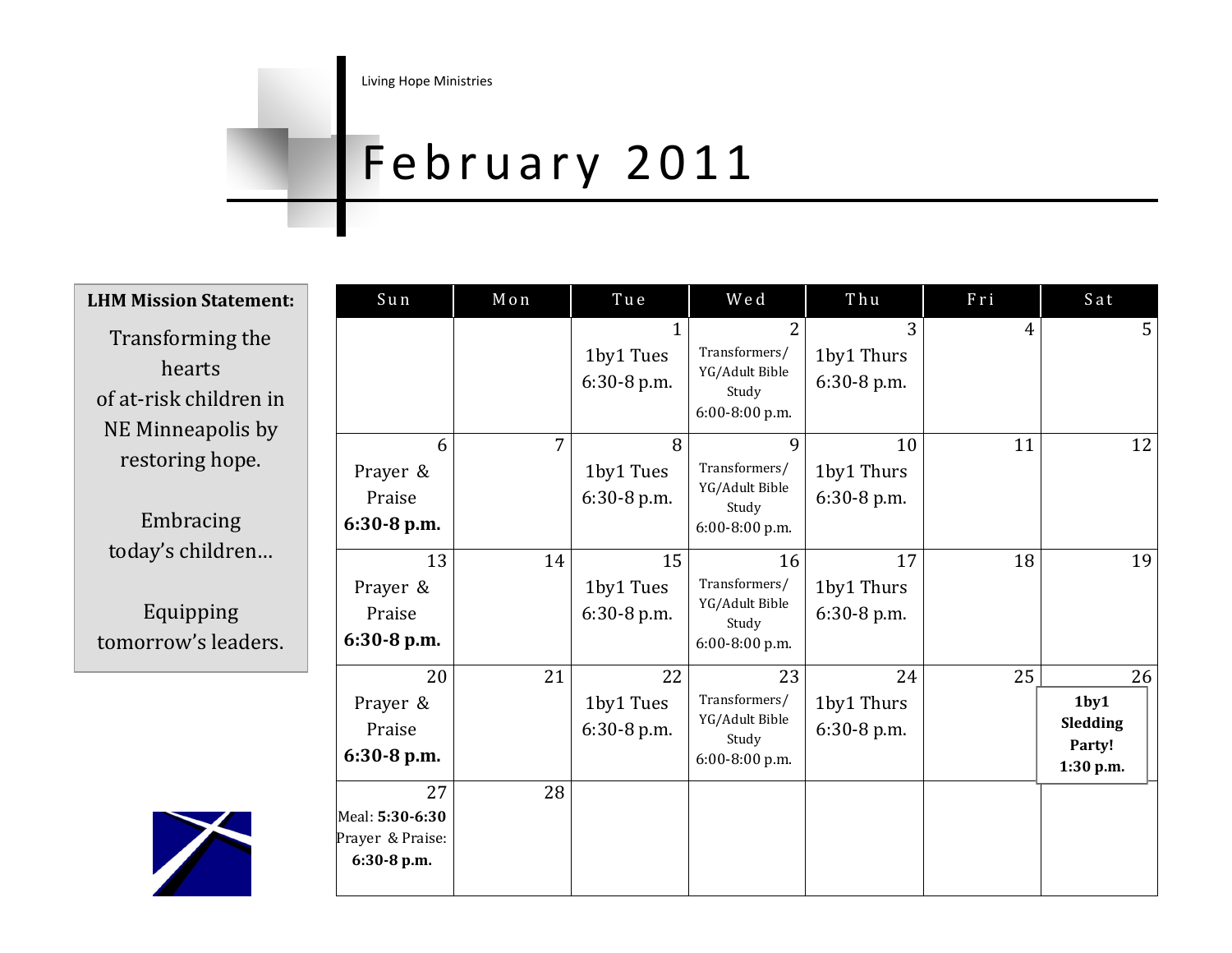Living Hope Ministries

# February 2011

**LHM Mission Statement:**

Transforming the hearts of at-risk children in NE Minneapolis by restoring hope.

Embracing today's children…

Equipping tomorrow's leaders.

| Sun | Mon | Tue | Wed | Thu | Fri | Sat |
|---|---|---|---|---|---|---|
| | | 1<br>1by1 Tues<br>6:30-8 p.m. | 2<br>Transformers/<br>YG/Adult Bible Study<br>6:00-8:00 p.m. | 3<br>1by1 Thurs<br>6:30-8 p.m. | 4 | 5 |
| 6<br>Prayer & Praise<br>**6:30-8 p.m.** | 7 | 8<br>1by1 Tues<br>6:30-8 p.m. | 9<br>Transformers/<br>YG/Adult Bible Study<br>6:00-8:00 p.m. | 10<br>1by1 Thurs<br>6:30-8 p.m. | 11 | 12 |
| 13<br>Prayer & Praise<br>**6:30-8 p.m.** | 14 | 15<br>1by1 Tues<br>6:30-8 p.m. | 16<br>Transformers/<br>YG/Adult Bible Study<br>6:00-8:00 p.m. | 17<br>1by1 Thurs<br>6:30-8 p.m. | 18 | 19 |
| 20<br>Prayer & Praise<br>**6:30-8 p.m.** | 21 | 22<br>1by1 Tues<br>6:30-8 p.m. | 23<br>Transformers/<br>YG/Adult Bible Study<br>6:00-8:00 p.m. | 24<br>1by1 Thurs<br>6:30-8 p.m. | 25 | 26<br>**1by1 Sledding Party!**<br>**1:30 p.m.** |
| 27<br>Meal: **5:30-6:30**<br>Prayer & Praise:<br>**6:30-8 p.m.** | 28 | | | | | |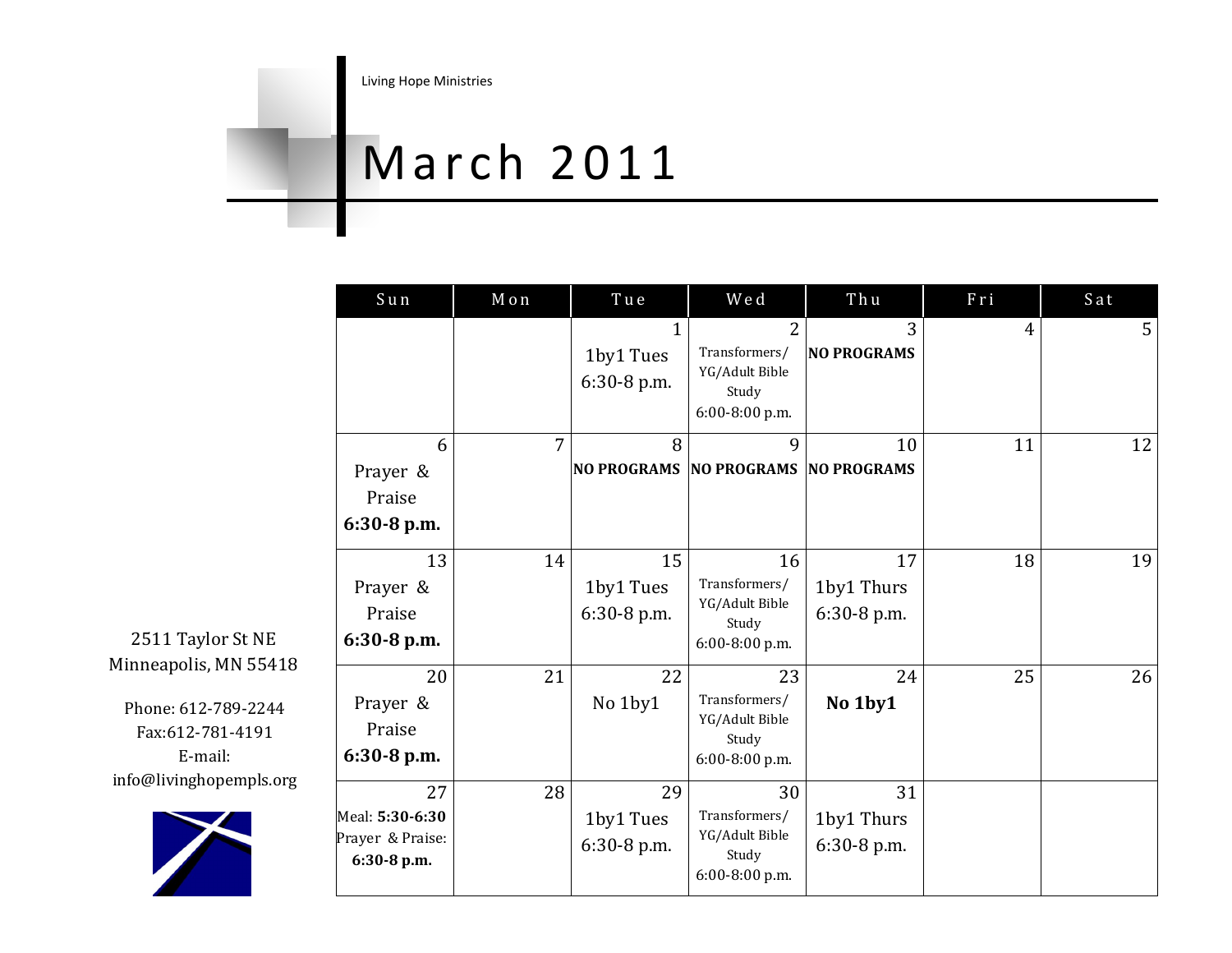Living Hope Ministries

# March 2011

| Sun | Mon | Tue | Wed | Thu | Fri | Sat |
|---|---|---|---|---|---|---|
| | | 1 1by1 Tues 6:30-8 p.m. | 2 Transformers/ YG/Adult Bible Study 6:00-8:00 p.m. | 3 **NO PROGRAMS** | 4 | 5 |
| 6 Prayer & Praise **6:30-8 p.m.** | 7 | 8 **NO PROGRAMS** | 9 **NO PROGRAMS** | 10 **NO PROGRAMS** | 11 | 12 |
| 13 Prayer & Praise **6:30-8 p.m.** | 14 | 15 1by1 Tues 6:30-8 p.m. | 16 Transformers/ YG/Adult Bible Study 6:00-8:00 p.m. | 17 1by1 Thurs 6:30-8 p.m. | 18 | 19 |
| 20 Prayer & Praise **6:30-8 p.m.** | 21 | 22 No 1by1 | 23 Transformers/ YG/Adult Bible Study 6:00-8:00 p.m. | 24 **No 1by1** | 25 | 26 |
| 27 Meal: **5:30-6:30** Prayer & Praise: **6:30-8 p.m.** | 28 | 29 1by1 Tues 6:30-8 p.m. | 30 Transformers/ YG/Adult Bible Study 6:00-8:00 p.m. | 31 1by1 Thurs 6:30-8 p.m. | | |

2511 Taylor St NE
Minneapolis, MN 55418

Phone: 612-789-2244
Fax:612-781-4191
E-mail:
info@livinghopempls.org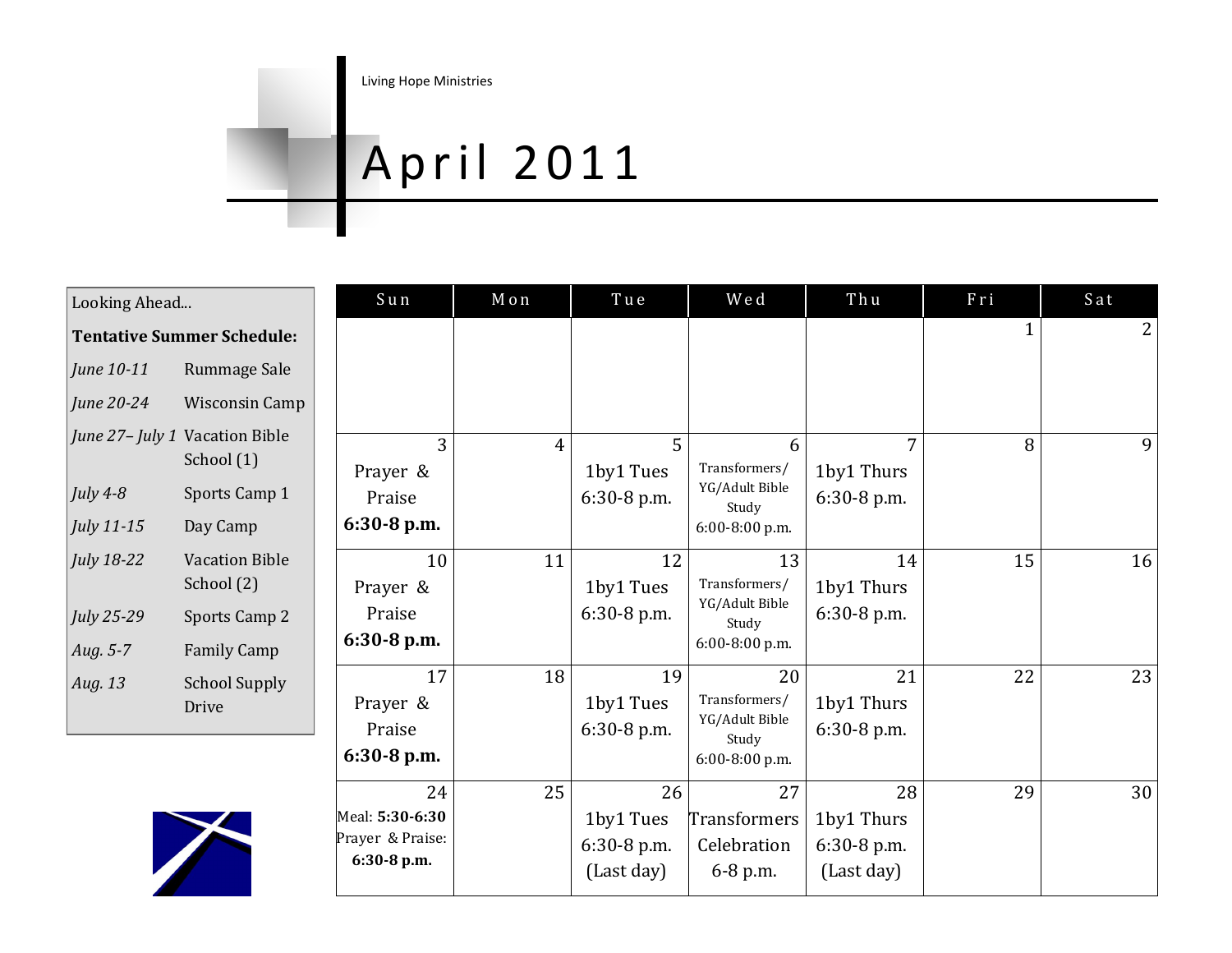Living Hope Ministries

# April 2011

Looking Ahead...

**Tentative Summer Schedule:**

| | |
|---|---|
| *June 10-11* | Rummage Sale |
| *June 20-24* | Wisconsin Camp |
| *June 27– July 1* | Vacation Bible School (1) |
| *July 4-8* | Sports Camp 1 |
| *July 11-15* | Day Camp |
| *July 18-22* | Vacation Bible School (2) |
| *July 25-29* | Sports Camp 2 |
| *Aug. 5-7* | Family Camp |
| *Aug. 13* | School Supply Drive |

| Sun | Mon | Tue | Wed | Thu | Fri | Sat |
|---|---|---|---|---|---|---|
| | | | | | 1 | 2 |
| 3<br>Prayer & Praise<br>**6:30-8 p.m.** | 4 | 5<br>1by1 Tues<br>6:30-8 p.m. | 6<br>Transformers/ YG/Adult Bible Study<br>6:00-8:00 p.m. | 7<br>1by1 Thurs<br>6:30-8 p.m. | 8 | 9 |
| 10<br>Prayer & Praise<br>**6:30-8 p.m.** | 11 | 12<br>1by1 Tues<br>6:30-8 p.m. | 13<br>Transformers/ YG/Adult Bible Study<br>6:00-8:00 p.m. | 14<br>1by1 Thurs<br>6:30-8 p.m. | 15 | 16 |
| 17<br>Prayer & Praise<br>**6:30-8 p.m.** | 18 | 19<br>1by1 Tues<br>6:30-8 p.m. | 20<br>Transformers/ YG/Adult Bible Study<br>6:00-8:00 p.m. | 21<br>1by1 Thurs<br>6:30-8 p.m. | 22 | 23 |
| 24<br>Meal: **5:30-6:30**<br>Prayer & Praise:<br>**6:30-8 p.m.** | 25 | 26<br>1by1 Tues<br>6:30-8 p.m.<br>(Last day) | 27<br>Transformers Celebration<br>6-8 p.m. | 28<br>1by1 Thurs<br>6:30-8 p.m.<br>(Last day) | 29 | 30 |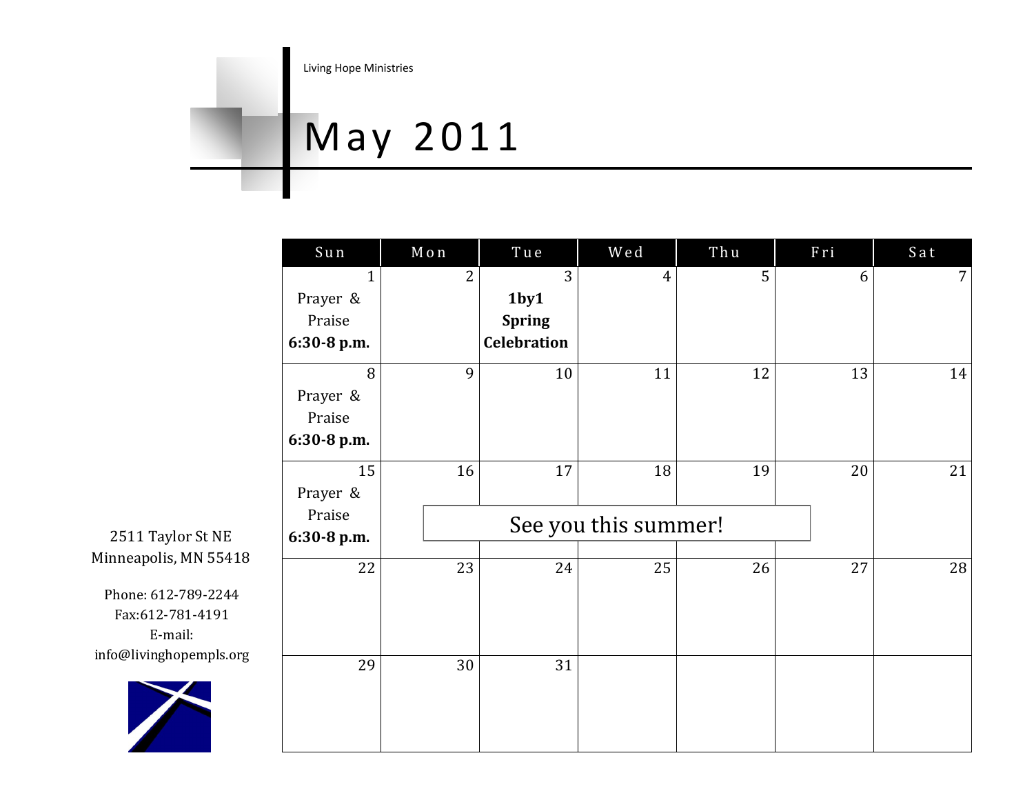Living Hope Ministries

# May 2011

| Sun | Mon | Tue | Wed | Thu | Fri | Sat |
|---|---|---|---|---|---|---|
| 1 Prayer & Praise **6:30-8 p.m.** | 2 | 3 **1by1 Spring Celebration** | 4 | 5 | 6 | 7 |
| 8 Prayer & Praise **6:30-8 p.m.** | 9 | 10 | 11 | 12 | 13 | 14 |
| 15 Prayer & Praise **6:30-8 p.m.** | 16 | 17 | 18 | 19 | 20 | 21 |
| 22 | 23 | 24 | 25 | 26 | 27 | 28 |
| 29 | 30 | 31 | | | | |

See you this summer!

2511 Taylor St NE
Minneapolis, MN 55418

Phone: 612-789-2244
Fax:612-781-4191
E-mail:
info@livinghopempls.org